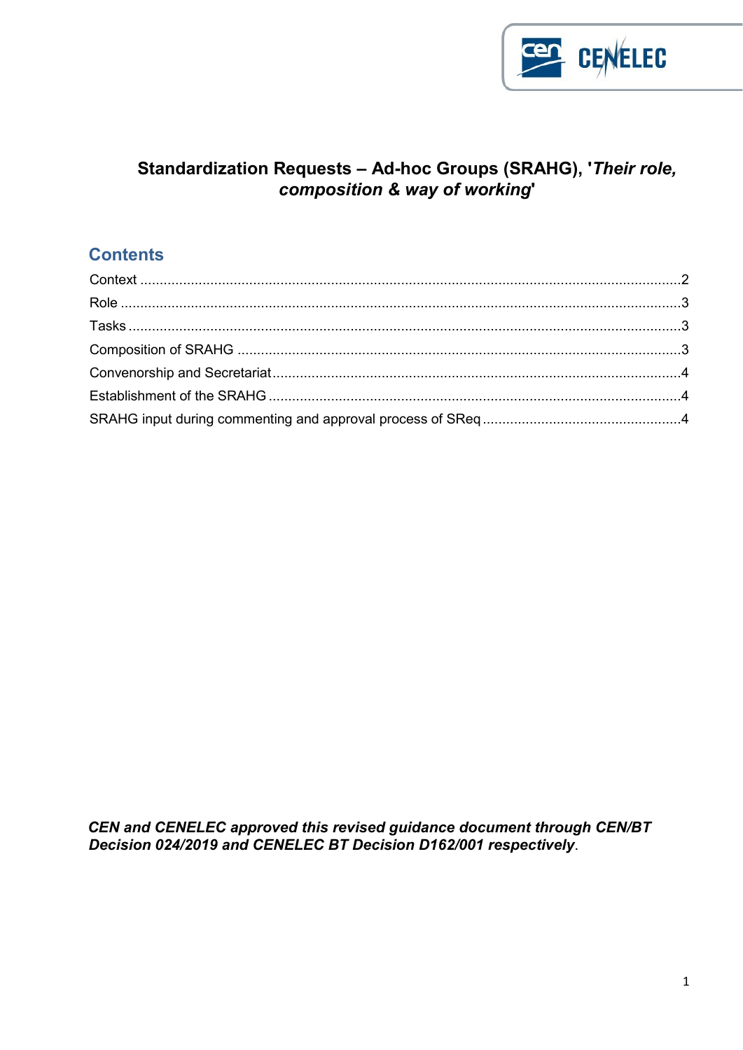# Standardization Requests – Ad-hoc Groups (SRAHG), '*Their role, composition & way of working*'

## Contents

Context ....... 2
Role ....... 3
Tasks ....... 3
Composition of SRAHG ....... 3
Convenorship and Secretariat ....... 4
Establishment of the SRAHG ....... 4
SRAHG input during commenting and approval process of SReq ....... 4

***CEN and CENELEC approved this revised guidance document through CEN/BT Decision 024/2019 and CENELEC BT Decision D162/001 respectively***.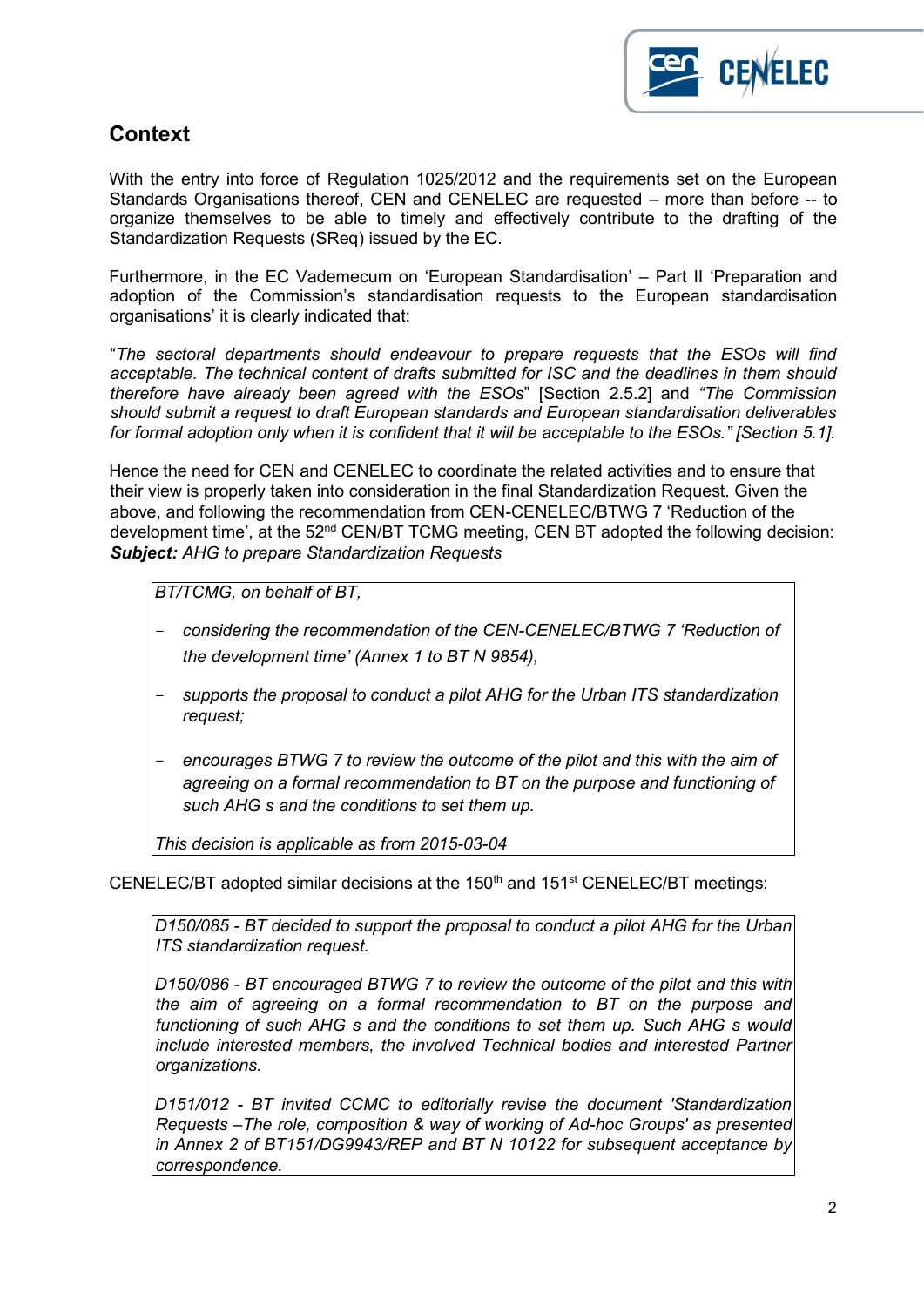## Context

With the entry into force of Regulation 1025/2012 and the requirements set on the European Standards Organisations thereof, CEN and CENELEC are requested – more than before -- to organize themselves to be able to timely and effectively contribute to the drafting of the Standardization Requests (SReq) issued by the EC.

Furthermore, in the EC Vademecum on 'European Standardisation' – Part II 'Preparation and adoption of the Commission's standardisation requests to the European standardisation organisations' it is clearly indicated that:

"*The sectoral departments should endeavour to prepare requests that the ESOs will find acceptable. The technical content of drafts submitted for ISC and the deadlines in them should therefore have already been agreed with the ESOs*" [Section 2.5.2] and *"The Commission should submit a request to draft European standards and European standardisation deliverables for formal adoption only when it is confident that it will be acceptable to the ESOs." [Section 5.1].*

Hence the need for CEN and CENELEC to coordinate the related activities and to ensure that their view is properly taken into consideration in the final Standardization Request. Given the above, and following the recommendation from CEN-CENELEC/BTWG 7 'Reduction of the development time', at the 52nd CEN/BT TCMG meeting, CEN BT adopted the following decision:
***Subject:*** *AHG to prepare Standardization Requests*

> *BT/TCMG, on behalf of BT,*
>
> - *considering the recommendation of the CEN-CENELEC/BTWG 7 'Reduction of the development time' (Annex 1 to BT N 9854),*
> - *supports the proposal to conduct a pilot AHG for the Urban ITS standardization request;*
> - *encourages BTWG 7 to review the outcome of the pilot and this with the aim of agreeing on a formal recommendation to BT on the purpose and functioning of such AHG s and the conditions to set them up.*
>
> *This decision is applicable as from 2015-03-04*

CENELEC/BT adopted similar decisions at the 150th and 151st CENELEC/BT meetings:

> *D150/085 - BT decided to support the proposal to conduct a pilot AHG for the Urban ITS standardization request.*
>
> *D150/086 - BT encouraged BTWG 7 to review the outcome of the pilot and this with the aim of agreeing on a formal recommendation to BT on the purpose and functioning of such AHG s and the conditions to set them up. Such AHG s would include interested members, the involved Technical bodies and interested Partner organizations.*
>
> *D151/012 - BT invited CCMC to editorially revise the document 'Standardization Requests –The role, composition & way of working of Ad-hoc Groups' as presented in Annex 2 of BT151/DG9943/REP and BT N 10122 for subsequent acceptance by correspondence.*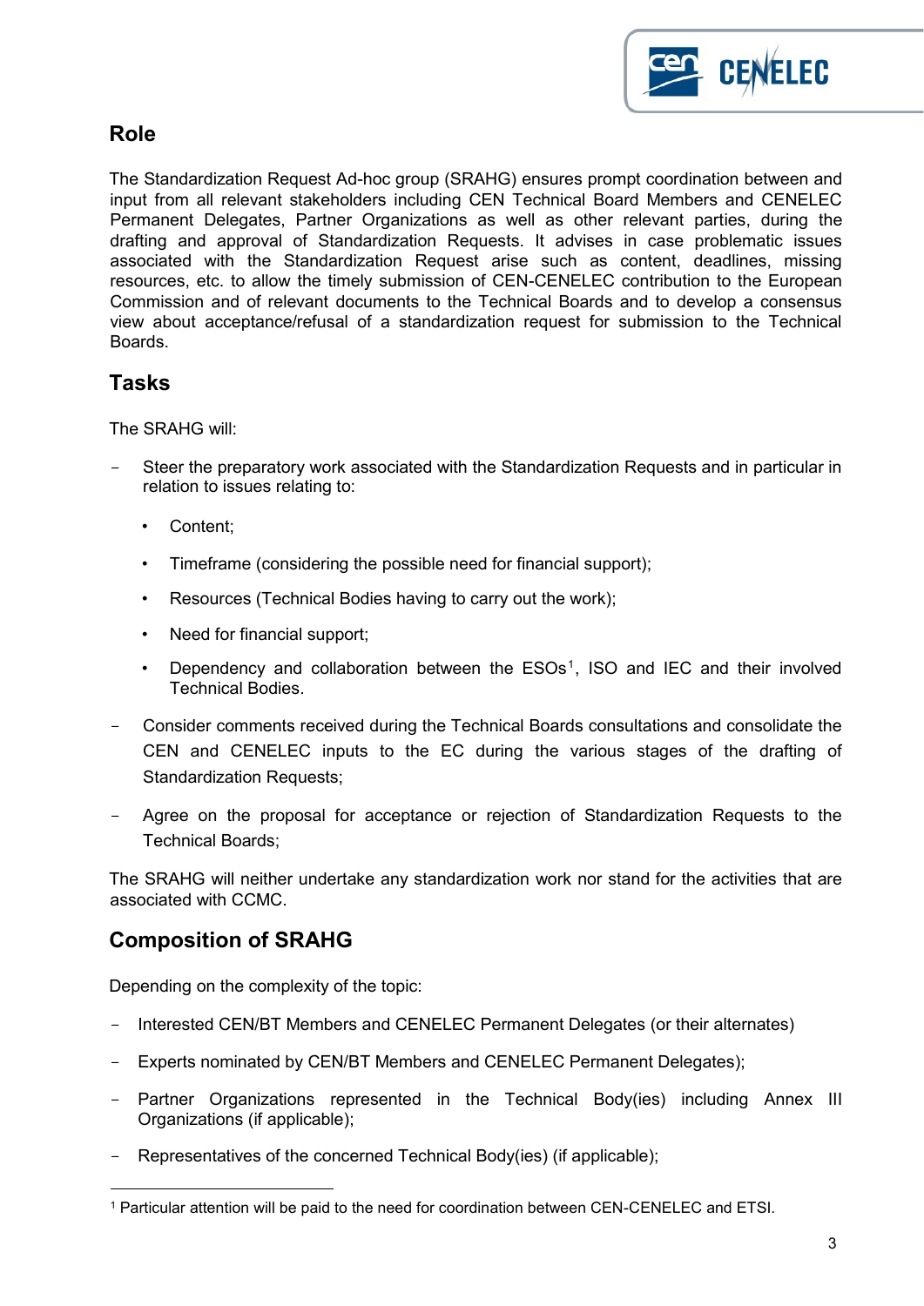## Role

The Standardization Request Ad-hoc group (SRAHG) ensures prompt coordination between and input from all relevant stakeholders including CEN Technical Board Members and CENELEC Permanent Delegates, Partner Organizations as well as other relevant parties, during the drafting and approval of Standardization Requests. It advises in case problematic issues associated with the Standardization Request arise such as content, deadlines, missing resources, etc. to allow the timely submission of CEN-CENELEC contribution to the European Commission and of relevant documents to the Technical Boards and to develop a consensus view about acceptance/refusal of a standardization request for submission to the Technical Boards.

## Tasks

The SRAHG will:

- Steer the preparatory work associated with the Standardization Requests and in particular in relation to issues relating to:
  - Content;
  - Timeframe (considering the possible need for financial support);
  - Resources (Technical Bodies having to carry out the work);
  - Need for financial support;
  - Dependency and collaboration between the ESOs[1], ISO and IEC and their involved Technical Bodies.
- Consider comments received during the Technical Boards consultations and consolidate the CEN and CENELEC inputs to the EC during the various stages of the drafting of Standardization Requests;
- Agree on the proposal for acceptance or rejection of Standardization Requests to the Technical Boards;

The SRAHG will neither undertake any standardization work nor stand for the activities that are associated with CCMC.

## Composition of SRAHG

Depending on the complexity of the topic:

- Interested CEN/BT Members and CENELEC Permanent Delegates (or their alternates)
- Experts nominated by CEN/BT Members and CENELEC Permanent Delegates);
- Partner Organizations represented in the Technical Body(ies) including Annex III Organizations (if applicable);
- Representatives of the concerned Technical Body(ies) (if applicable);

[1] Particular attention will be paid to the need for coordination between CEN-CENELEC and ETSI.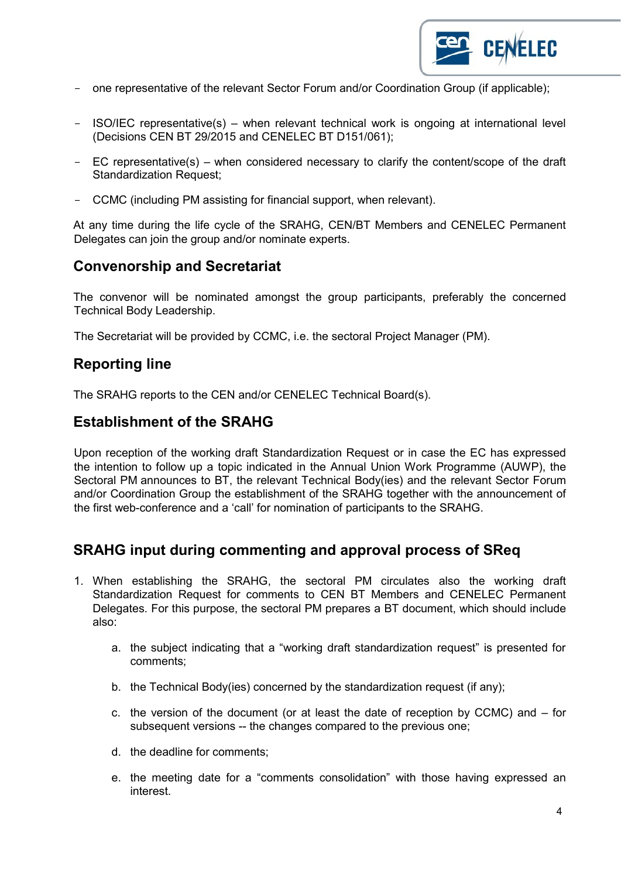- one representative of the relevant Sector Forum and/or Coordination Group (if applicable);
- ISO/IEC representative(s) – when relevant technical work is ongoing at international level (Decisions CEN BT 29/2015 and CENELEC BT D151/061);
- EC representative(s) – when considered necessary to clarify the content/scope of the draft Standardization Request;
- CCMC (including PM assisting for financial support, when relevant).

At any time during the life cycle of the SRAHG, CEN/BT Members and CENELEC Permanent Delegates can join the group and/or nominate experts.

## Convenorship and Secretariat

The convenor will be nominated amongst the group participants, preferably the concerned Technical Body Leadership.

The Secretariat will be provided by CCMC, i.e. the sectoral Project Manager (PM).

## Reporting line

The SRAHG reports to the CEN and/or CENELEC Technical Board(s).

## Establishment of the SRAHG

Upon reception of the working draft Standardization Request or in case the EC has expressed the intention to follow up a topic indicated in the Annual Union Work Programme (AUWP), the Sectoral PM announces to BT, the relevant Technical Body(ies) and the relevant Sector Forum and/or Coordination Group the establishment of the SRAHG together with the announcement of the first web-conference and a 'call' for nomination of participants to the SRAHG.

## SRAHG input during commenting and approval process of SReq

1. When establishing the SRAHG, the sectoral PM circulates also the working draft Standardization Request for comments to CEN BT Members and CENELEC Permanent Delegates. For this purpose, the sectoral PM prepares a BT document, which should include also:

    a. the subject indicating that a "working draft standardization request" is presented for comments;

    b. the Technical Body(ies) concerned by the standardization request (if any);

    c. the version of the document (or at least the date of reception by CCMC) and – for subsequent versions -- the changes compared to the previous one;

    d. the deadline for comments;

    e. the meeting date for a "comments consolidation" with those having expressed an interest.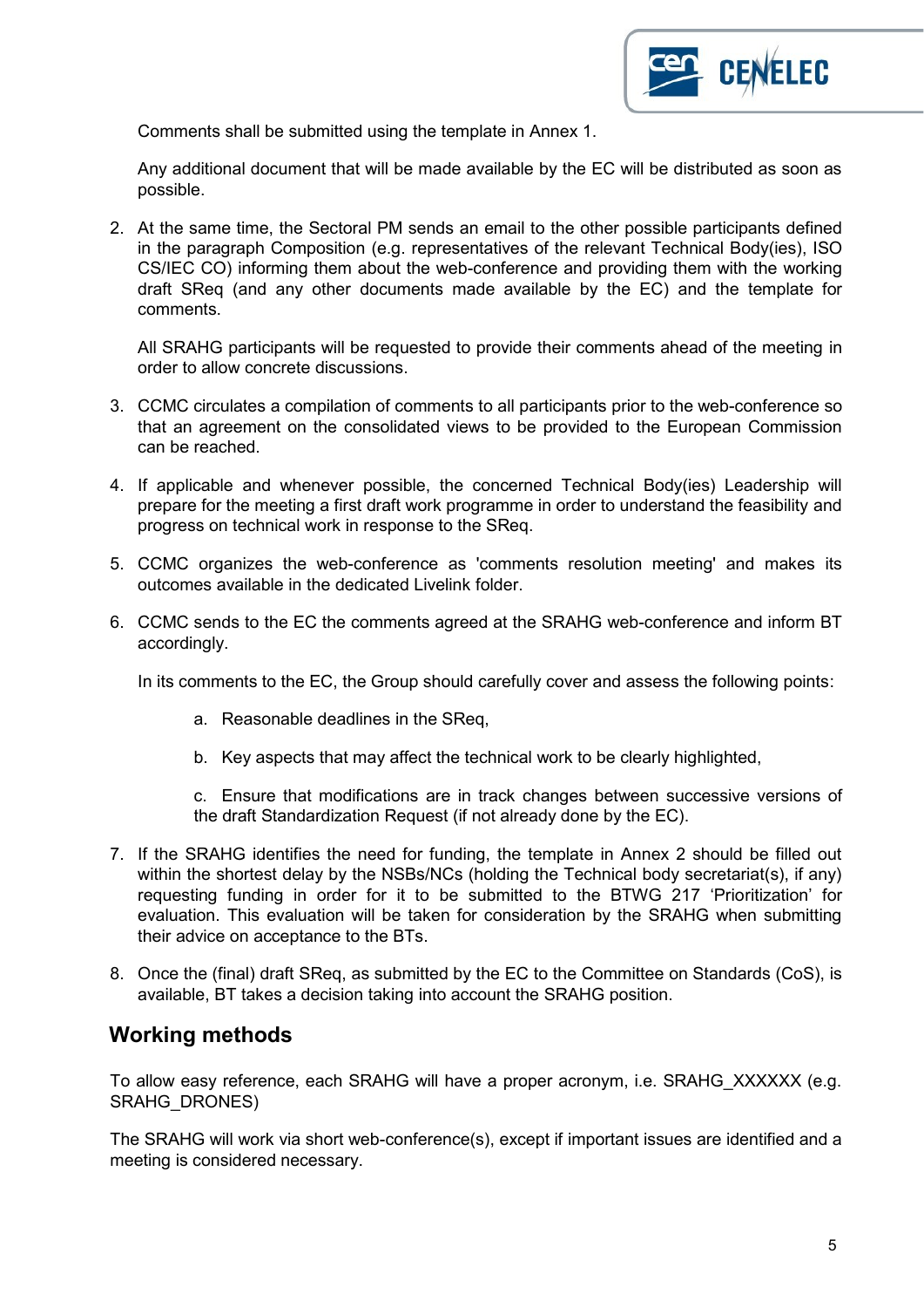Comments shall be submitted using the template in Annex 1.

Any additional document that will be made available by the EC will be distributed as soon as possible.

2. At the same time, the Sectoral PM sends an email to the other possible participants defined in the paragraph Composition (e.g. representatives of the relevant Technical Body(ies), ISO CS/IEC CO) informing them about the web-conference and providing them with the working draft SReq (and any other documents made available by the EC) and the template for comments.

   All SRAHG participants will be requested to provide their comments ahead of the meeting in order to allow concrete discussions.

3. CCMC circulates a compilation of comments to all participants prior to the web-conference so that an agreement on the consolidated views to be provided to the European Commission can be reached.

4. If applicable and whenever possible, the concerned Technical Body(ies) Leadership will prepare for the meeting a first draft work programme in order to understand the feasibility and progress on technical work in response to the SReq.

5. CCMC organizes the web-conference as 'comments resolution meeting' and makes its outcomes available in the dedicated Livelink folder.

6. CCMC sends to the EC the comments agreed at the SRAHG web-conference and inform BT accordingly.

   In its comments to the EC, the Group should carefully cover and assess the following points:

   a. Reasonable deadlines in the SReq,

   b. Key aspects that may affect the technical work to be clearly highlighted,

   c. Ensure that modifications are in track changes between successive versions of the draft Standardization Request (if not already done by the EC).

7. If the SRAHG identifies the need for funding, the template in Annex 2 should be filled out within the shortest delay by the NSBs/NCs (holding the Technical body secretariat(s), if any) requesting funding in order for it to be submitted to the BTWG 217 'Prioritization' for evaluation. This evaluation will be taken for consideration by the SRAHG when submitting their advice on acceptance to the BTs.

8. Once the (final) draft SReq, as submitted by the EC to the Committee on Standards (CoS), is available, BT takes a decision taking into account the SRAHG position.

## Working methods

To allow easy reference, each SRAHG will have a proper acronym, i.e. SRAHG_XXXXXX (e.g. SRAHG_DRONES)

The SRAHG will work via short web-conference(s), except if important issues are identified and a meeting is considered necessary.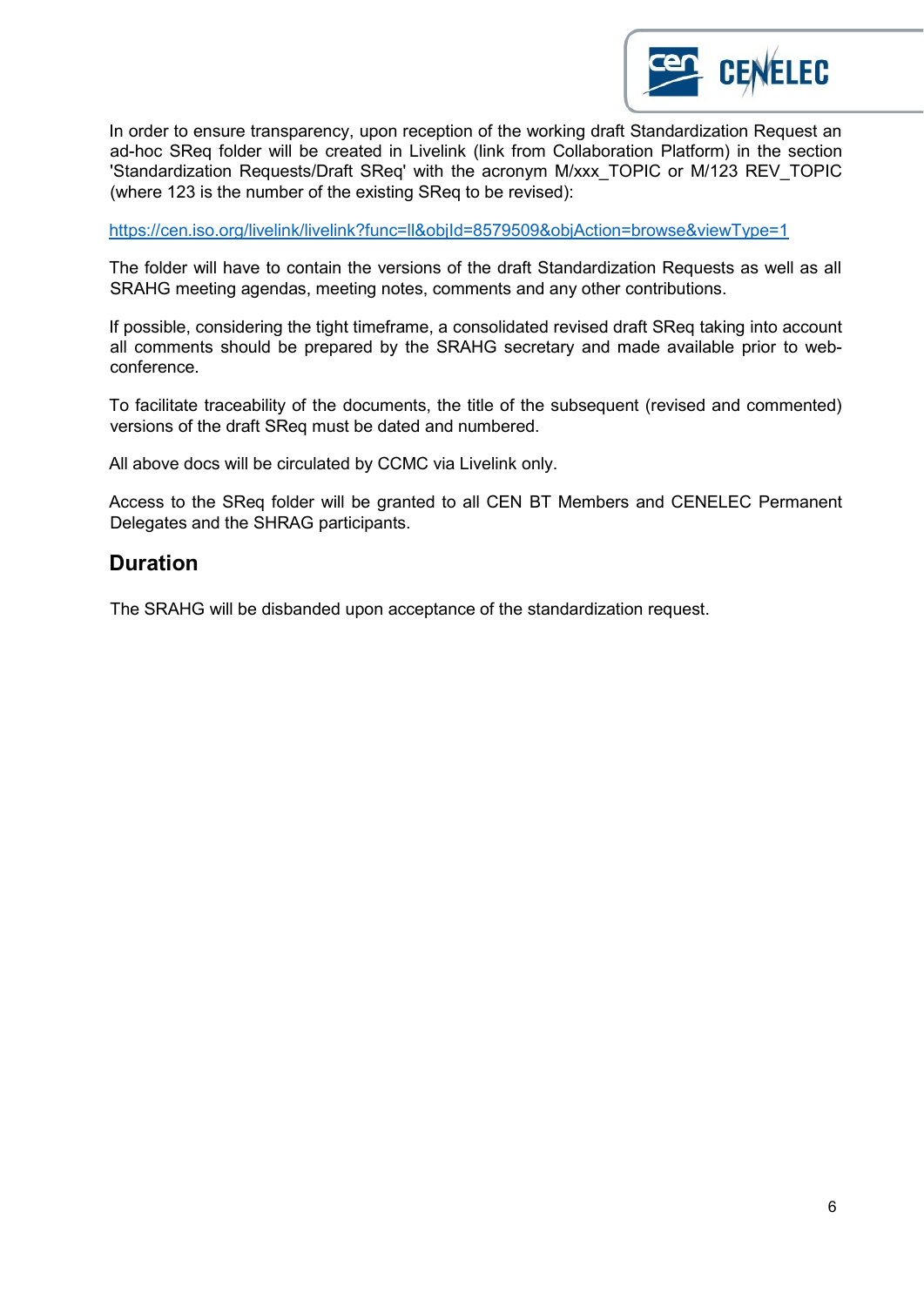In order to ensure transparency, upon reception of the working draft Standardization Request an ad-hoc SReq folder will be created in Livelink (link from Collaboration Platform) in the section 'Standardization Requests/Draft SReq' with the acronym M/xxx_TOPIC or M/123 REV_TOPIC (where 123 is the number of the existing SReq to be revised):

https://cen.iso.org/livelink/livelink?func=ll&objId=8579509&objAction=browse&viewType=1

The folder will have to contain the versions of the draft Standardization Requests as well as all SRAHG meeting agendas, meeting notes, comments and any other contributions.

If possible, considering the tight timeframe, a consolidated revised draft SReq taking into account all comments should be prepared by the SRAHG secretary and made available prior to web-conference.

To facilitate traceability of the documents, the title of the subsequent (revised and commented) versions of the draft SReq must be dated and numbered.

All above docs will be circulated by CCMC via Livelink only.

Access to the SReq folder will be granted to all CEN BT Members and CENELEC Permanent Delegates and the SHRAG participants.

## Duration

The SRAHG will be disbanded upon acceptance of the standardization request.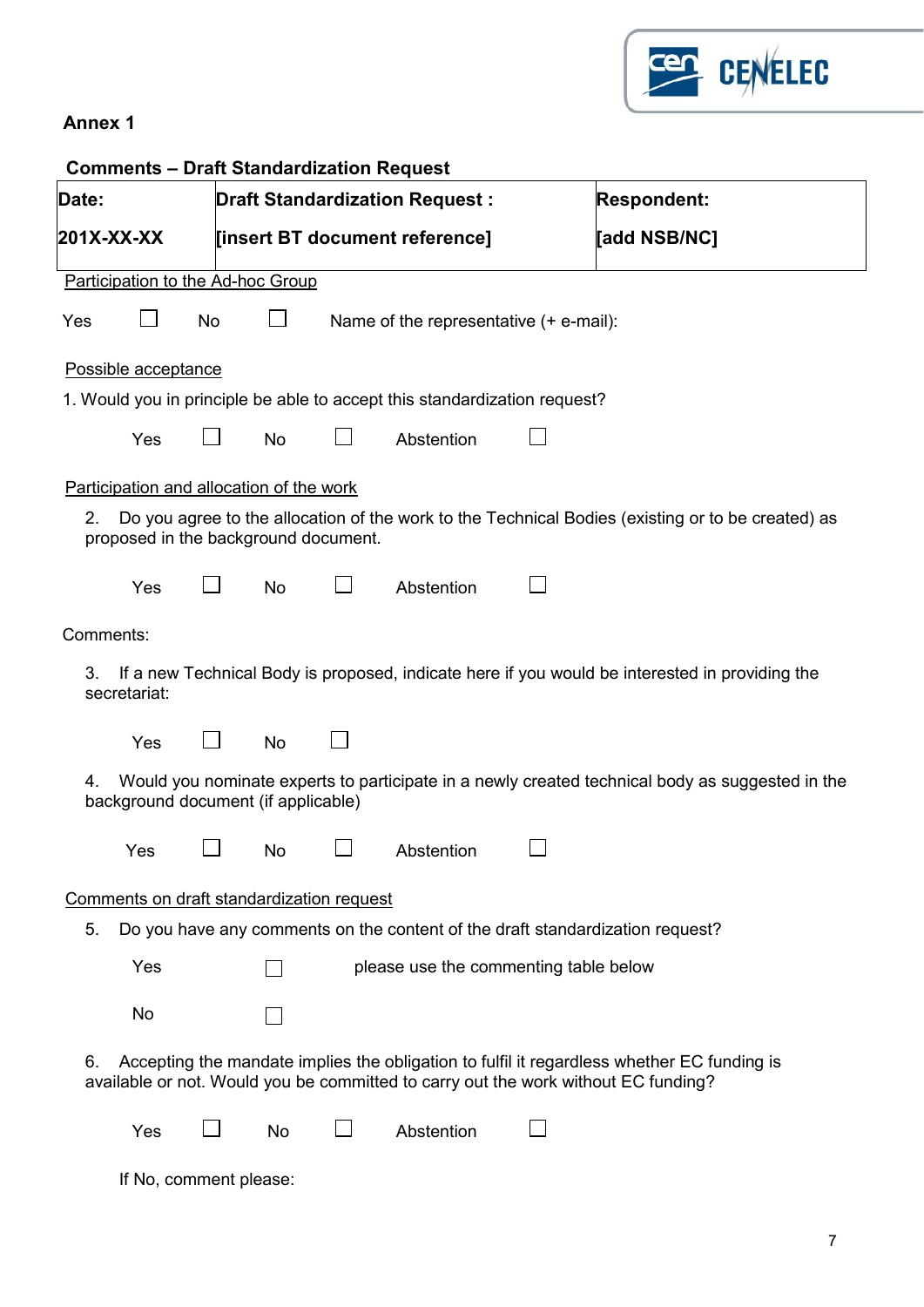**Annex 1**

**Comments – Draft Standardization Request**

| **Date:** | **Draft Standardization Request :** | **Respondent:** |
|---|---|---|
| **201X-XX-XX** | **[insert BT document reference]** | **[add NSB/NC]** |

<u>Participation to the Ad-hoc Group</u>

Yes ☐ No ☐ Name of the representative (+ e-mail):

<u>Possible acceptance</u>

1. Would you in principle be able to accept this standardization request?

Yes ☐ No ☐ Abstention ☐

<u>Participation and allocation of the work</u>

2. Do you agree to the allocation of the work to the Technical Bodies (existing or to be created) as proposed in the background document.

Yes ☐ No ☐ Abstention ☐

Comments:

3. If a new Technical Body is proposed, indicate here if you would be interested in providing the secretariat:

Yes ☐ No ☐

4. Would you nominate experts to participate in a newly created technical body as suggested in the background document (if applicable)

Yes ☐ No ☐ Abstention ☐

<u>Comments on draft standardization request</u>

5. Do you have any comments on the content of the draft standardization request?

Yes ☐ please use the commenting table below

No ☐

6. Accepting the mandate implies the obligation to fulfil it regardless whether EC funding is available or not. Would you be committed to carry out the work without EC funding?

Yes ☐ No ☐ Abstention ☐

If No, comment please: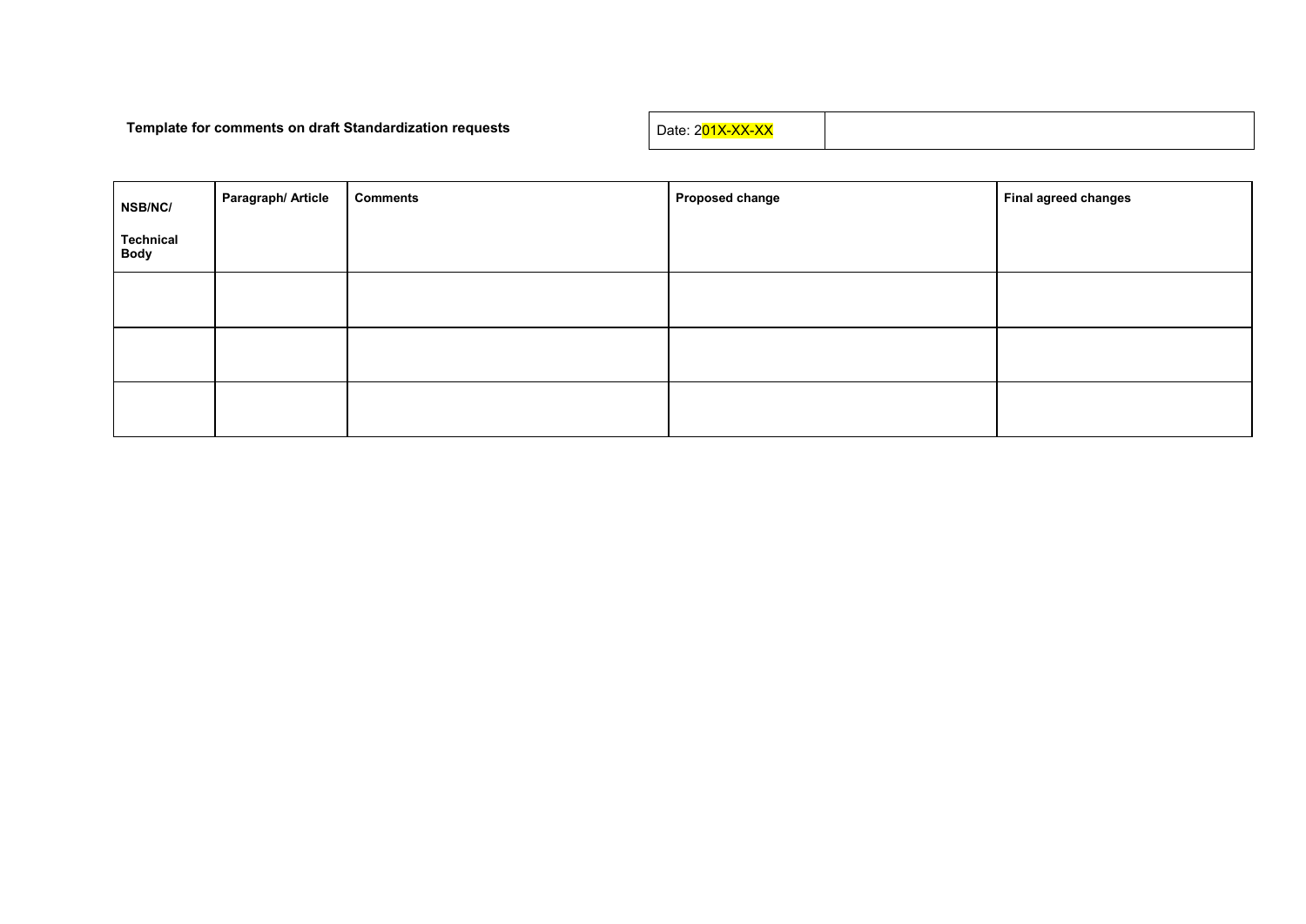**Template for comments on draft Standardization requests**

| Date: 201X-XX-XX | |
|---|---|

| NSB/NC/ Technical Body | Paragraph/ Article | Comments | Proposed change | Final agreed changes |
|---|---|---|---|---|
| | | | | |
| | | | | |
| | | | | |